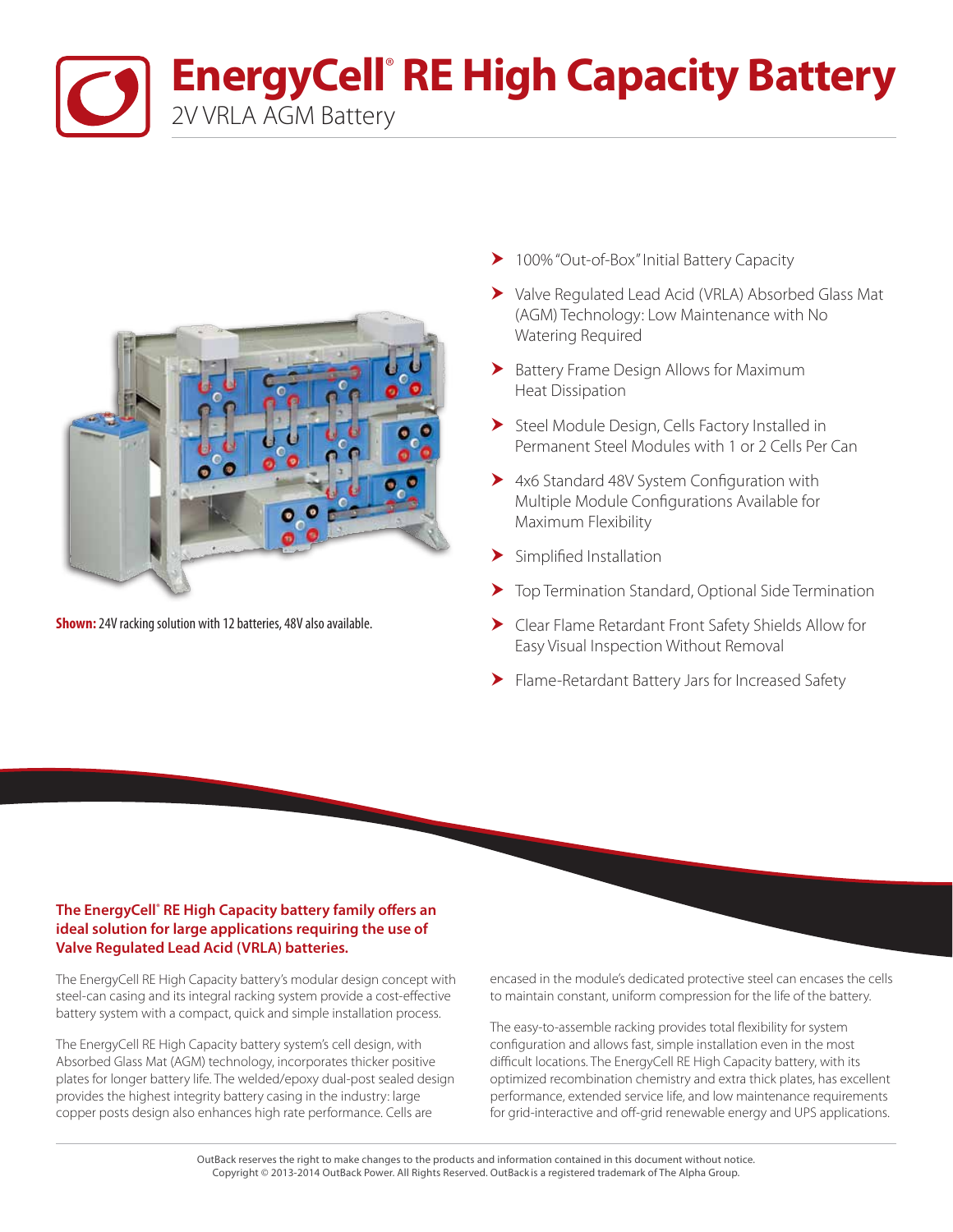# EnergyCell® RE High Capacity Battery

2V VRLA AGM Battery

**Shown:** 24V racking solution with 12 batteries, 48V also available.

- 100% "Out-of-Box" Initial Battery Capacity
- Valve Regulated Lead Acid (VRLA) Absorbed Glass Mat (AGM) Technology: Low Maintenance with No Watering Required
- Battery Frame Design Allows for Maximum Heat Dissipation
- Steel Module Design, Cells Factory Installed in Permanent Steel Modules with 1 or 2 Cells Per Can
- 4x6 Standard 48V System Configuration with Multiple Module Configurations Available for Maximum Flexibility
- Simplified Installation
- Top Termination Standard, Optional Side Termination
- Clear Flame Retardant Front Safety Shields Allow for Easy Visual Inspection Without Removal
- Flame-Retardant Battery Jars for Increased Safety

**The EnergyCell® RE High Capacity battery family offers an ideal solution for large applications requiring the use of Valve Regulated Lead Acid (VRLA) batteries.**

The EnergyCell RE High Capacity battery's modular design concept with steel-can casing and its integral racking system provide a cost-effective battery system with a compact, quick and simple installation process.

The EnergyCell RE High Capacity battery system's cell design, with Absorbed Glass Mat (AGM) technology, incorporates thicker positive plates for longer battery life. The welded/epoxy dual-post sealed design provides the highest integrity battery casing in the industry: large copper posts design also enhances high rate performance. Cells are encased in the module's dedicated protective steel can encases the cells to maintain constant, uniform compression for the life of the battery.

The easy-to-assemble racking provides total flexibility for system configuration and allows fast, simple installation even in the most difficult locations. The EnergyCell RE High Capacity battery, with its optimized recombination chemistry and extra thick plates, has excellent performance, extended service life, and low maintenance requirements for grid-interactive and off-grid renewable energy and UPS applications.

OutBack reserves the right to make changes to the products and information contained in this document without notice.
Copyright © 2013-2014 OutBack Power. All Rights Reserved. OutBack is a registered trademark of The Alpha Group.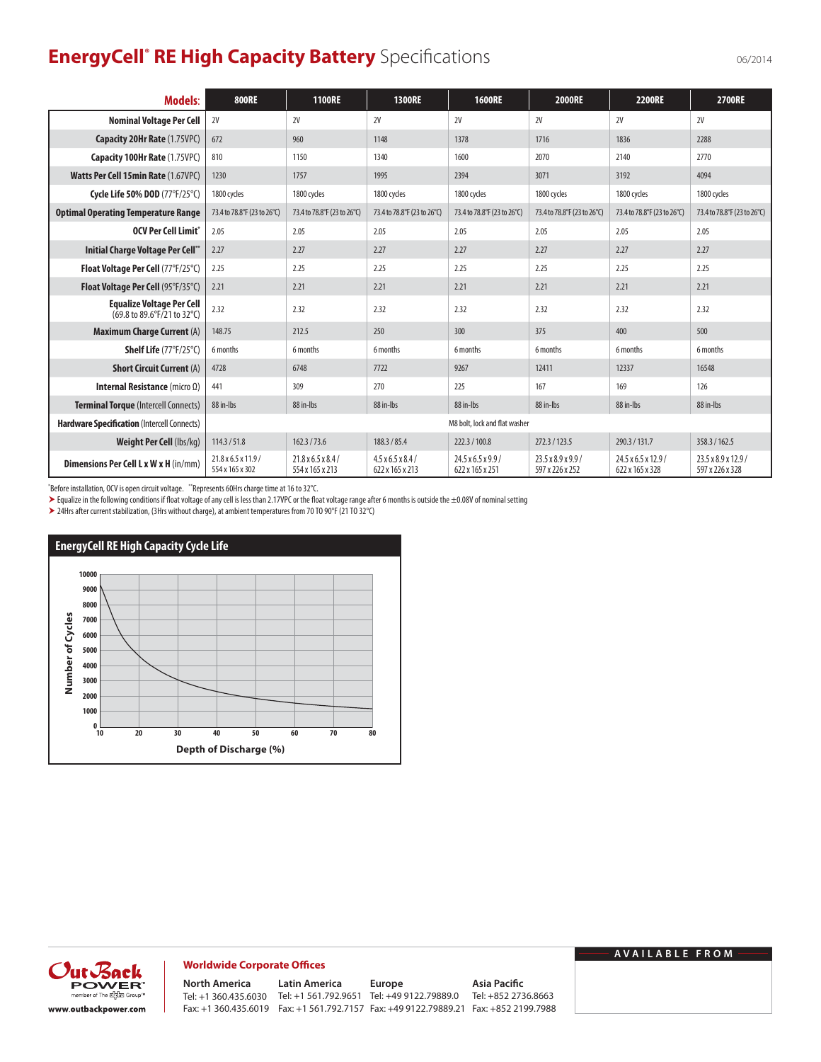# EnergyCell® RE High Capacity Battery Specifications

06/2014

| Models: | 800RE | 1100RE | 1300RE | 1600RE | 2000RE | 2200RE | 2700RE |
|---|---|---|---|---|---|---|---|
| **Nominal Voltage Per Cell** | 2V | 2V | 2V | 2V | 2V | 2V | 2V |
| **Capacity 20Hr Rate** (1.75VPC) | 672 | 960 | 1148 | 1378 | 1716 | 1836 | 2288 |
| **Capacity 100Hr Rate** (1.75VPC) | 810 | 1150 | 1340 | 1600 | 2070 | 2140 | 2770 |
| **Watts Per Cell 15min Rate** (1.67VPC) | 1230 | 1757 | 1995 | 2394 | 3071 | 3192 | 4094 |
| **Cycle Life 50% DOD** (77°F/25°C) | 1800 cycles | 1800 cycles | 1800 cycles | 1800 cycles | 1800 cycles | 1800 cycles | 1800 cycles |
| **Optimal Operating Temperature Range** | 73.4 to 78.8°F (23 to 26°C) | 73.4 to 78.8°F (23 to 26°C) | 73.4 to 78.8°F (23 to 26°C) | 73.4 to 78.8°F (23 to 26°C) | 73.4 to 78.8°F (23 to 26°C) | 73.4 to 78.8°F (23 to 26°C) | 73.4 to 78.8°F (23 to 26°C) |
| **OCV Per Cell Limit*** | 2.05 | 2.05 | 2.05 | 2.05 | 2.05 | 2.05 | 2.05 |
| **Initial Charge Voltage Per Cell**** | 2.27 | 2.27 | 2.27 | 2.27 | 2.27 | 2.27 | 2.27 |
| **Float Voltage Per Cell** (77°F/25°C) | 2.25 | 2.25 | 2.25 | 2.25 | 2.25 | 2.25 | 2.25 |
| **Float Voltage Per Cell** (95°F/35°C) | 2.21 | 2.21 | 2.21 | 2.21 | 2.21 | 2.21 | 2.21 |
| **Equalize Voltage Per Cell** (69.8 to 89.6°F/21 to 32°C) | 2.32 | 2.32 | 2.32 | 2.32 | 2.32 | 2.32 | 2.32 |
| **Maximum Charge Current** (A) | 148.75 | 212.5 | 250 | 300 | 375 | 400 | 500 |
| **Shelf Life** (77°F/25°C) | 6 months | 6 months | 6 months | 6 months | 6 months | 6 months | 6 months |
| **Short Circuit Current** (A) | 4728 | 6748 | 7722 | 9267 | 12411 | 12337 | 16548 |
| **Internal Resistance** (micro Ω) | 441 | 309 | 270 | 225 | 167 | 169 | 126 |
| **Terminal Torque** (Intercell Connects) | 88 in-lbs | 88 in-lbs | 88 in-lbs | 88 in-lbs | 88 in-lbs | 88 in-lbs | 88 in-lbs |
| **Hardware Specification** (Intercell Connects) | M8 bolt, lock and flat washer | | | | | | |
| **Weight Per Cell** (lbs/kg) | 114.3 / 51.8 | 162.3 / 73.6 | 188.3 / 85.4 | 222.3 / 100.8 | 272.3 / 123.5 | 290.3 / 131.7 | 358.3 / 162.5 |
| **Dimensions Per Cell L x W x H** (in/mm) | 21.8 x 6.5 x 11.9 / 554 x 165 x 302 | 21.8 x 6.5 x 8.4 / 554 x 165 x 213 | 4.5 x 6.5 x 8.4 / 622 x 165 x 213 | 24.5 x 6.5 x 9.9 / 622 x 165 x 251 | 23.5 x 8.9 x 9.9 / 597 x 226 x 252 | 24.5 x 6.5 x 12.9 / 622 x 165 x 328 | 23.5 x 8.9 x 12.9 / 597 x 226 x 328 |

*Before installation, OCV is open circuit voltage. **Represents 60Hrs charge time at 16 to 32°C.

- Equalize in the following conditions if float voltage of any cell is less than 2.17VPC or the float voltage range after 6 months is outside the ±0.08V of nominal setting
- 24Hrs after current stabilization, (3Hrs without charge), at ambient temperatures from 70 TO 90°F (21 TO 32°C)

## EnergyCell RE High Capacity Cycle Life

Number of Cycles

10000
9000
8000
7000
6000
5000
4000
3000
2000
1000
0

10 20 30 40 50 60 70 80

Depth of Discharge (%)

**Worldwide Corporate Offices**

**North America**
Tel: +1 360.435.6030
Fax: +1 360.435.6019

**Latin America**
Tel: +1 561.792.9651
Fax: +1 561.792.7157

**Europe**
Tel: +49 9122.79889.0
Fax: +49 9122.79889.21

**Asia Pacific**
Tel: +852 2736.8663
Fax: +852 2199.7988

OutBack POWER — member of The Alpha Group™

www.outbackpower.com

AVAILABLE FROM